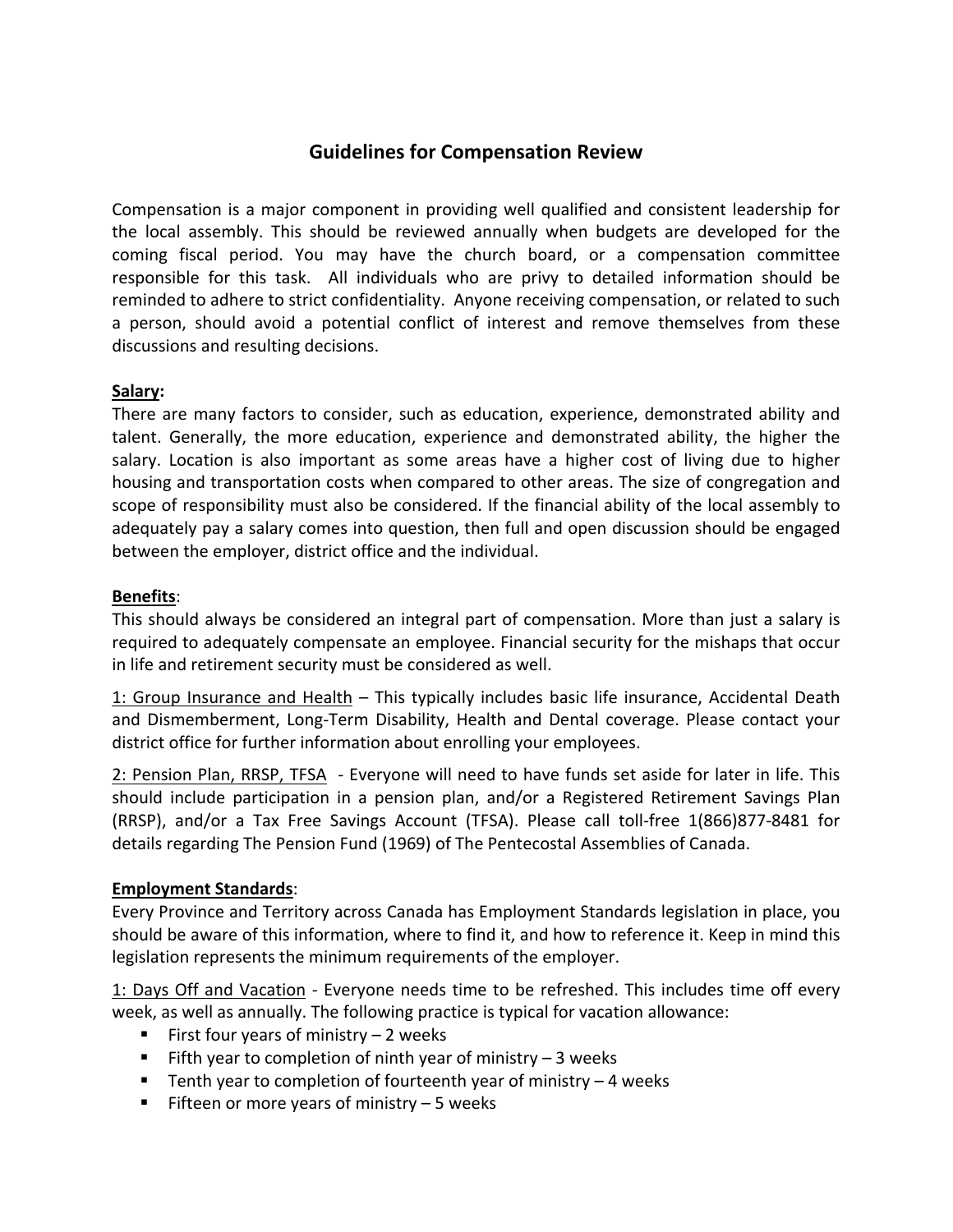# Guidelines for Compensation Review

Compensation is a major component in providing well qualified and consistent leadership for the local assembly. This should be reviewed annually when budgets are developed for the coming fiscal period. You may have the church board, or a compensation committee responsible for this task. All individuals who are privy to detailed information should be reminded to adhere to strict confidentiality. Anyone receiving compensation, or related to such a person, should avoid a potential conflict of interest and remove themselves from these discussions and resulting decisions.

**Salary:**

There are many factors to consider, such as education, experience, demonstrated ability and talent. Generally, the more education, experience and demonstrated ability, the higher the salary. Location is also important as some areas have a higher cost of living due to higher housing and transportation costs when compared to other areas. The size of congregation and scope of responsibility must also be considered. If the financial ability of the local assembly to adequately pay a salary comes into question, then full and open discussion should be engaged between the employer, district office and the individual.

**Benefits**:

This should always be considered an integral part of compensation. More than just a salary is required to adequately compensate an employee. Financial security for the mishaps that occur in life and retirement security must be considered as well.

1: Group Insurance and Health – This typically includes basic life insurance, Accidental Death and Dismemberment, Long-Term Disability, Health and Dental coverage. Please contact your district office for further information about enrolling your employees.

2: Pension Plan, RRSP, TFSA - Everyone will need to have funds set aside for later in life. This should include participation in a pension plan, and/or a Registered Retirement Savings Plan (RRSP), and/or a Tax Free Savings Account (TFSA). Please call toll-free 1(866)877-8481 for details regarding The Pension Fund (1969) of The Pentecostal Assemblies of Canada.

**Employment Standards**:

Every Province and Territory across Canada has Employment Standards legislation in place, you should be aware of this information, where to find it, and how to reference it. Keep in mind this legislation represents the minimum requirements of the employer.

1: Days Off and Vacation - Everyone needs time to be refreshed. This includes time off every week, as well as annually. The following practice is typical for vacation allowance:

- First four years of ministry – 2 weeks
- Fifth year to completion of ninth year of ministry – 3 weeks
- Tenth year to completion of fourteenth year of ministry – 4 weeks
- Fifteen or more years of ministry – 5 weeks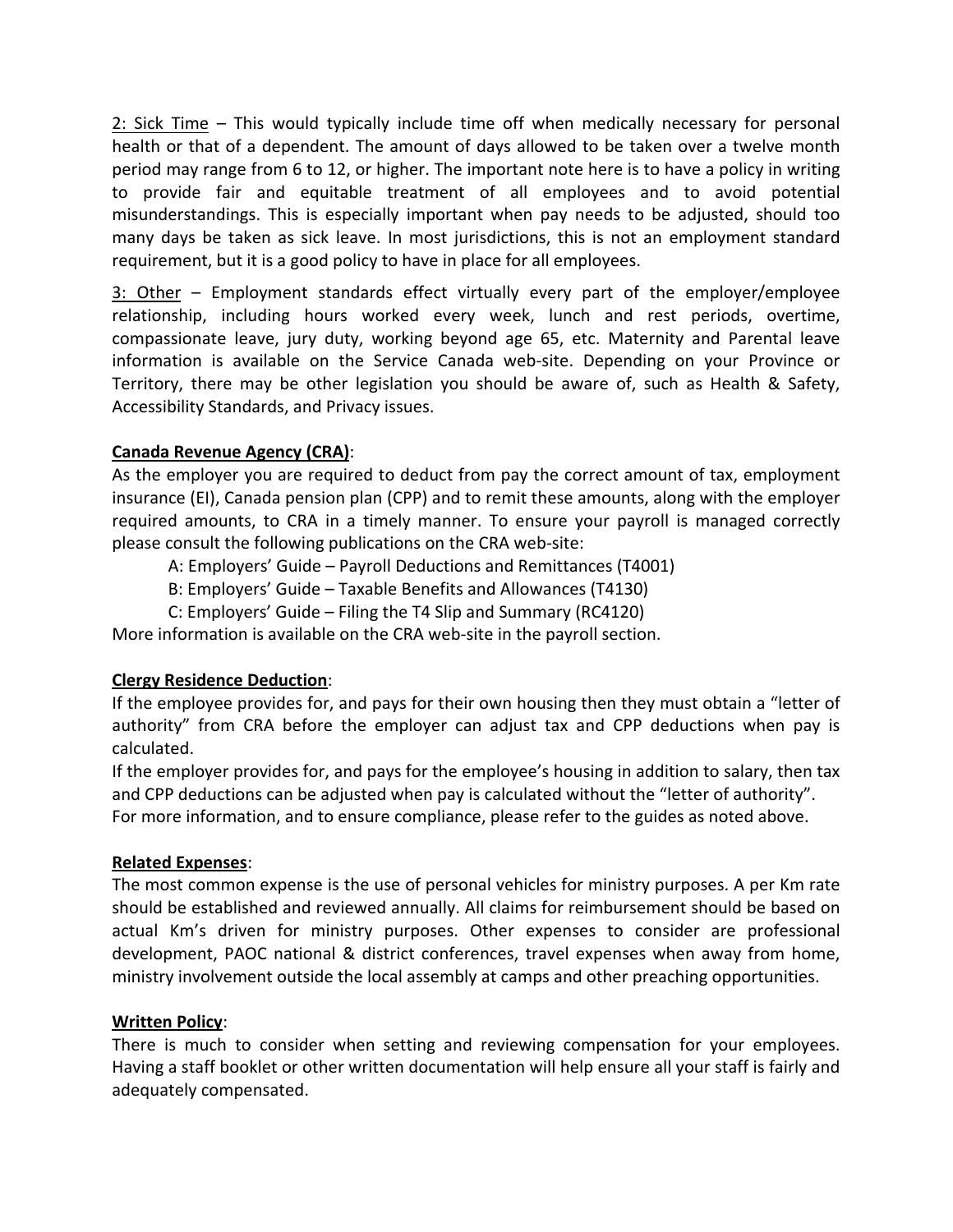<u>2: Sick Time</u> – This would typically include time off when medically necessary for personal health or that of a dependent. The amount of days allowed to be taken over a twelve month period may range from 6 to 12, or higher. The important note here is to have a policy in writing to provide fair and equitable treatment of all employees and to avoid potential misunderstandings. This is especially important when pay needs to be adjusted, should too many days be taken as sick leave. In most jurisdictions, this is not an employment standard requirement, but it is a good policy to have in place for all employees.

<u>3: Other</u> – Employment standards effect virtually every part of the employer/employee relationship, including hours worked every week, lunch and rest periods, overtime, compassionate leave, jury duty, working beyond age 65, etc. Maternity and Parental leave information is available on the Service Canada web-site. Depending on your Province or Territory, there may be other legislation you should be aware of, such as Health & Safety, Accessibility Standards, and Privacy issues.

**<u>Canada Revenue Agency (CRA)</u>**:

As the employer you are required to deduct from pay the correct amount of tax, employment insurance (EI), Canada pension plan (CPP) and to remit these amounts, along with the employer required amounts, to CRA in a timely manner. To ensure your payroll is managed correctly please consult the following publications on the CRA web-site:

A: Employers' Guide – Payroll Deductions and Remittances (T4001)

B: Employers' Guide – Taxable Benefits and Allowances (T4130)

C: Employers' Guide – Filing the T4 Slip and Summary (RC4120)

More information is available on the CRA web-site in the payroll section.

**<u>Clergy Residence Deduction</u>**:

If the employee provides for, and pays for their own housing then they must obtain a "letter of authority" from CRA before the employer can adjust tax and CPP deductions when pay is calculated.

If the employer provides for, and pays for the employee's housing in addition to salary, then tax and CPP deductions can be adjusted when pay is calculated without the "letter of authority".

For more information, and to ensure compliance, please refer to the guides as noted above.

**<u>Related Expenses</u>**:

The most common expense is the use of personal vehicles for ministry purposes. A per Km rate should be established and reviewed annually. All claims for reimbursement should be based on actual Km's driven for ministry purposes. Other expenses to consider are professional development, PAOC national & district conferences, travel expenses when away from home, ministry involvement outside the local assembly at camps and other preaching opportunities.

**<u>Written Policy</u>**:

There is much to consider when setting and reviewing compensation for your employees. Having a staff booklet or other written documentation will help ensure all your staff is fairly and adequately compensated.